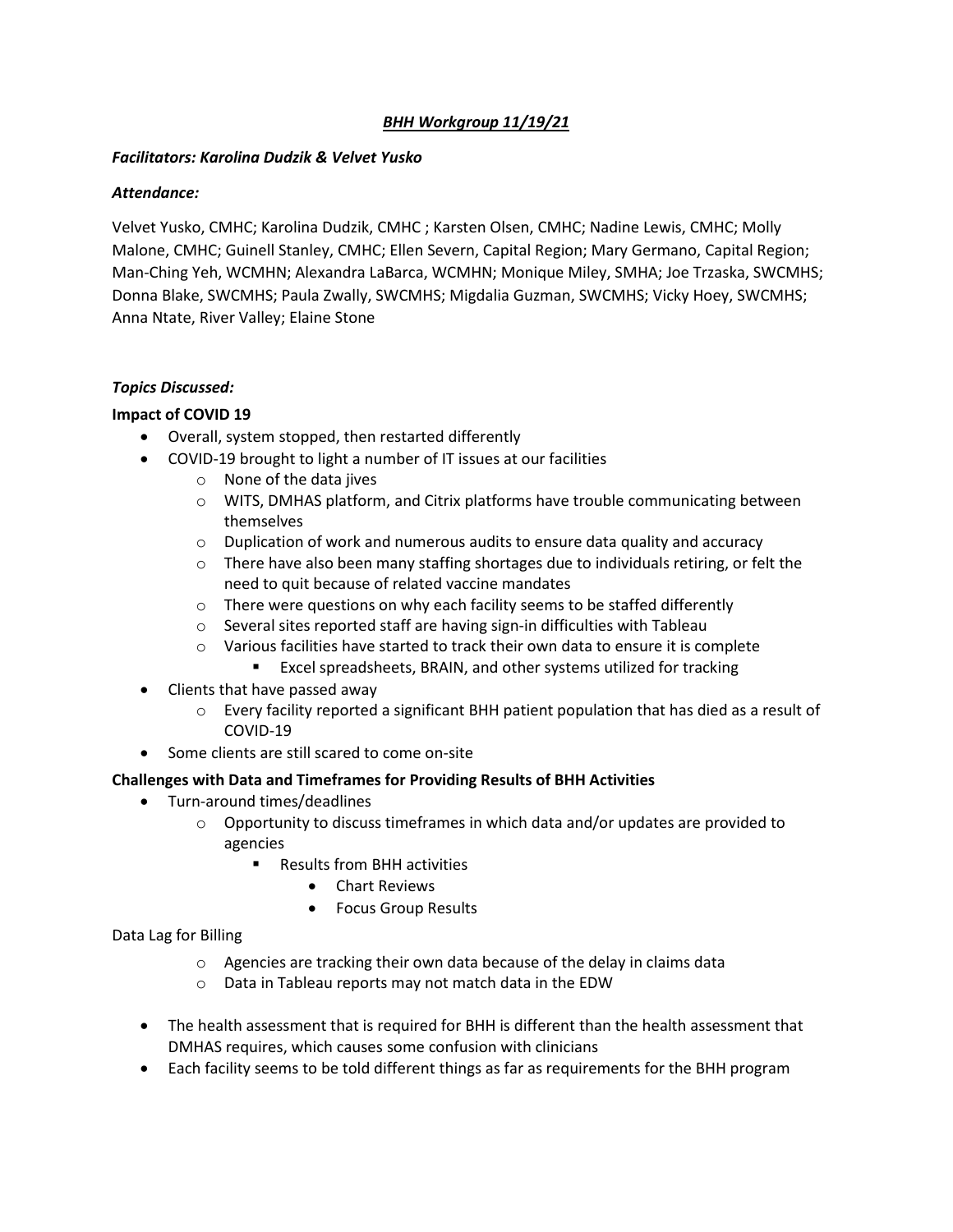## *BHH Workgroup 11/19/21*

***Facilitators: Karolina Dudzik & Velvet Yusko***

***Attendance:***

Velvet Yusko, CMHC; Karolina Dudzik, CMHC ; Karsten Olsen, CMHC; Nadine Lewis, CMHC; Molly Malone, CMHC; Guinell Stanley, CMHC; Ellen Severn, Capital Region; Mary Germano, Capital Region; Man-Ching Yeh, WCMHN; Alexandra LaBarca, WCMHN; Monique Miley, SMHA; Joe Trzaska, SWCMHS; Donna Blake, SWCMHS; Paula Zwally, SWCMHS; Migdalia Guzman, SWCMHS; Vicky Hoey, SWCMHS; Anna Ntate, River Valley; Elaine Stone

***Topics Discussed:***

**Impact of COVID 19**

- Overall, system stopped, then restarted differently
- COVID-19 brought to light a number of IT issues at our facilities
    - None of the data jives
    - WITS, DMHAS platform, and Citrix platforms have trouble communicating between themselves
    - Duplication of work and numerous audits to ensure data quality and accuracy
    - There have also been many staffing shortages due to individuals retiring, or felt the need to quit because of related vaccine mandates
    - There were questions on why each facility seems to be staffed differently
    - Several sites reported staff are having sign-in difficulties with Tableau
    - Various facilities have started to track their own data to ensure it is complete
        - Excel spreadsheets, BRAIN, and other systems utilized for tracking
- Clients that have passed away
    - Every facility reported a significant BHH patient population that has died as a result of COVID-19
- Some clients are still scared to come on-site

**Challenges with Data and Timeframes for Providing Results of BHH Activities**

- Turn-around times/deadlines
    - Opportunity to discuss timeframes in which data and/or updates are provided to agencies
        - Results from BHH activities
            - Chart Reviews
            - Focus Group Results

Data Lag for Billing

- Agencies are tracking their own data because of the delay in claims data
- Data in Tableau reports may not match data in the EDW

- The health assessment that is required for BHH is different than the health assessment that DMHAS requires, which causes some confusion with clinicians
- Each facility seems to be told different things as far as requirements for the BHH program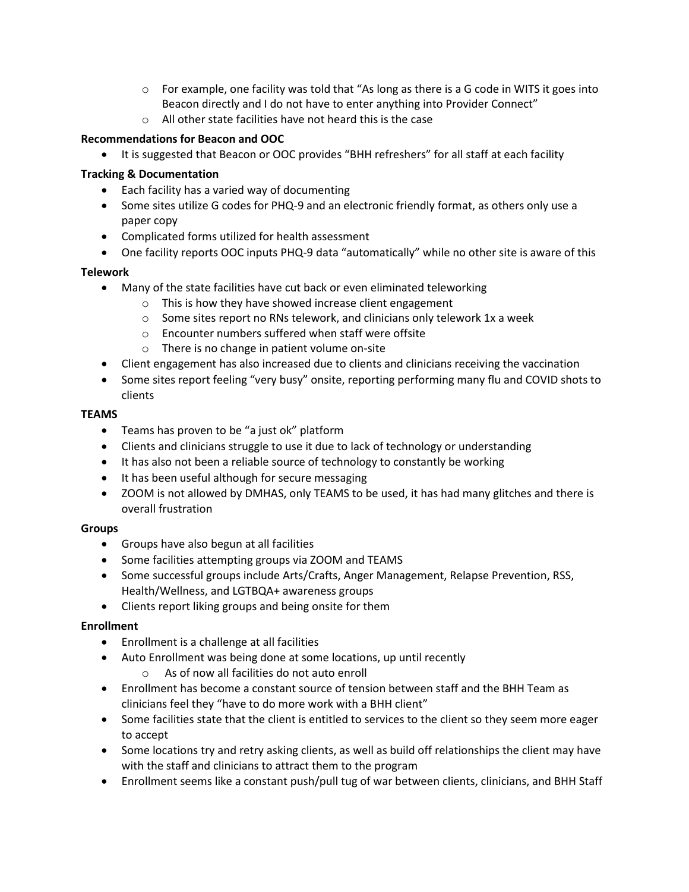- For example, one facility was told that "As long as there is a G code in WITS it goes into Beacon directly and I do not have to enter anything into Provider Connect"
    - All other state facilities have not heard this is the case

**Recommendations for Beacon and OOC**

- It is suggested that Beacon or OOC provides "BHH refreshers" for all staff at each facility

**Tracking & Documentation**

- Each facility has a varied way of documenting
- Some sites utilize G codes for PHQ-9 and an electronic friendly format, as others only use a paper copy
- Complicated forms utilized for health assessment
- One facility reports OOC inputs PHQ-9 data "automatically" while no other site is aware of this

**Telework**

- Many of the state facilities have cut back or even eliminated teleworking
    - This is how they have showed increase client engagement
    - Some sites report no RNs telework, and clinicians only telework 1x a week
    - Encounter numbers suffered when staff were offsite
    - There is no change in patient volume on-site
- Client engagement has also increased due to clients and clinicians receiving the vaccination
- Some sites report feeling "very busy" onsite, reporting performing many flu and COVID shots to clients

**TEAMS**

- Teams has proven to be "a just ok" platform
- Clients and clinicians struggle to use it due to lack of technology or understanding
- It has also not been a reliable source of technology to constantly be working
- It has been useful although for secure messaging
- ZOOM is not allowed by DMHAS, only TEAMS to be used, it has had many glitches and there is overall frustration

**Groups**

- Groups have also begun at all facilities
- Some facilities attempting groups via ZOOM and TEAMS
- Some successful groups include Arts/Crafts, Anger Management, Relapse Prevention, RSS, Health/Wellness, and LGTBQA+ awareness groups
- Clients report liking groups and being onsite for them

**Enrollment**

- Enrollment is a challenge at all facilities
- Auto Enrollment was being done at some locations, up until recently
    - As of now all facilities do not auto enroll
- Enrollment has become a constant source of tension between staff and the BHH Team as clinicians feel they "have to do more work with a BHH client"
- Some facilities state that the client is entitled to services to the client so they seem more eager to accept
- Some locations try and retry asking clients, as well as build off relationships the client may have with the staff and clinicians to attract them to the program
- Enrollment seems like a constant push/pull tug of war between clients, clinicians, and BHH Staff